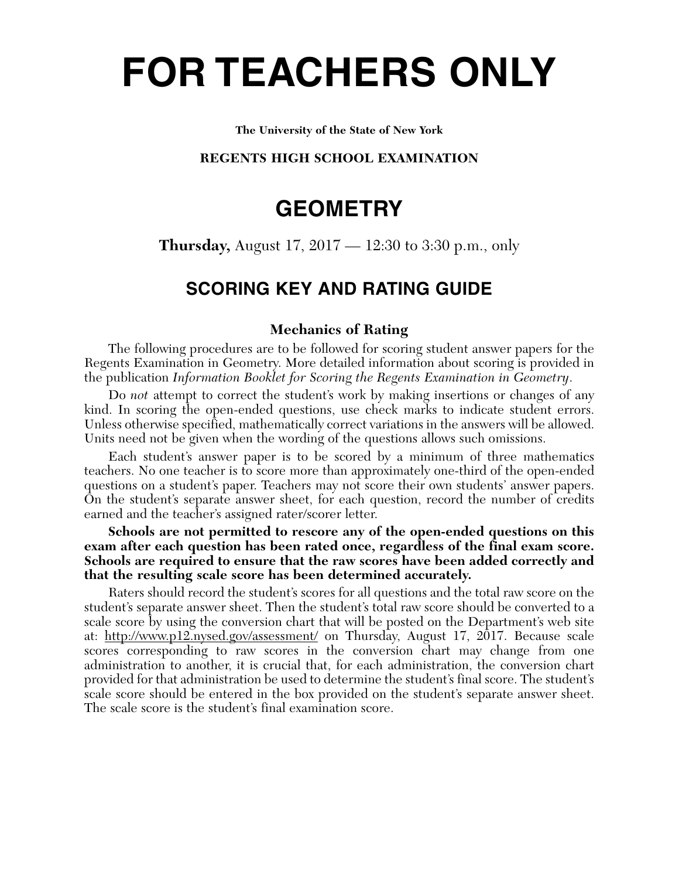# FOR TEACHERS ONLY

**The University of the State of New York**

**REGENTS HIGH SCHOOL EXAMINATION**

## GEOMETRY

**Thursday,** August 17, 2017 — 12:30 to 3:30 p.m., only

### SCORING KEY AND RATING GUIDE

**Mechanics of Rating**

The following procedures are to be followed for scoring student answer papers for the Regents Examination in Geometry. More detailed information about scoring is provided in the publication *Information Booklet for Scoring the Regents Examination in Geometry*.

Do *not* attempt to correct the student's work by making insertions or changes of any kind. In scoring the open-ended questions, use check marks to indicate student errors. Unless otherwise specified, mathematically correct variations in the answers will be allowed. Units need not be given when the wording of the questions allows such omissions.

Each student's answer paper is to be scored by a minimum of three mathematics teachers. No one teacher is to score more than approximately one-third of the open-ended questions on a student's paper. Teachers may not score their own students' answer papers. On the student's separate answer sheet, for each question, record the number of credits earned and the teacher's assigned rater/scorer letter.

**Schools are not permitted to rescore any of the open-ended questions on this exam after each question has been rated once, regardless of the final exam score. Schools are required to ensure that the raw scores have been added correctly and that the resulting scale score has been determined accurately.**

Raters should record the student's scores for all questions and the total raw score on the student's separate answer sheet. Then the student's total raw score should be converted to a scale score by using the conversion chart that will be posted on the Department's web site at: http://www.p12.nysed.gov/assessment/ on Thursday, August 17, 2017. Because scale scores corresponding to raw scores in the conversion chart may change from one administration to another, it is crucial that, for each administration, the conversion chart provided for that administration be used to determine the student's final score. The student's scale score should be entered in the box provided on the student's separate answer sheet. The scale score is the student's final examination score.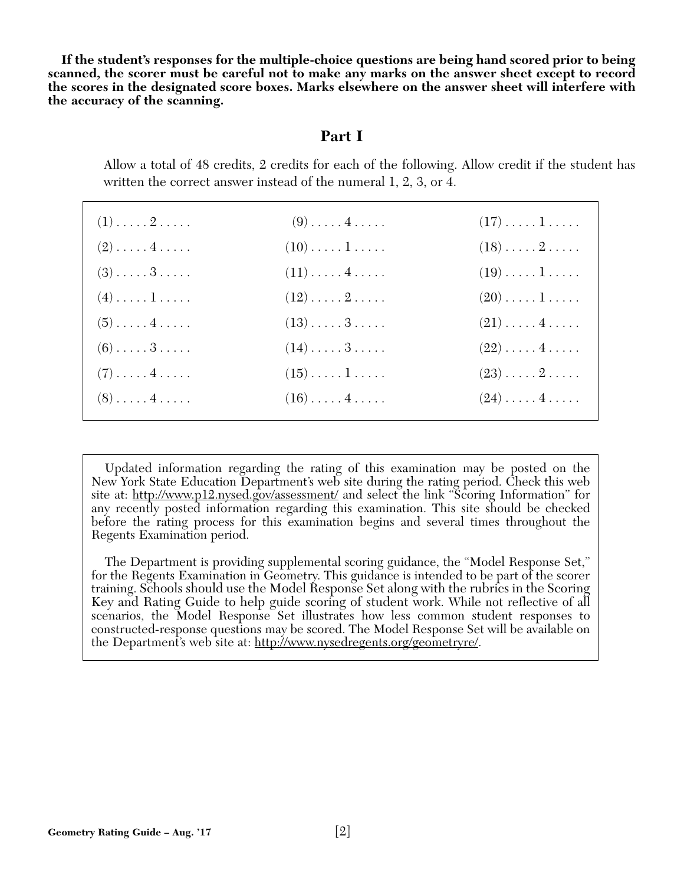**If the student's responses for the multiple-choice questions are being hand scored prior to being scanned, the scorer must be careful not to make any marks on the answer sheet except to record the scores in the designated score boxes. Marks elsewhere on the answer sheet will interfere with the accuracy of the scanning.**

## Part I

Allow a total of 48 credits, 2 credits for each of the following. Allow credit if the student has written the correct answer instead of the numeral 1, 2, 3, or 4.

| | | |
|---|---|---|
| (1) . . . . . 2 . . . . . | (9) . . . . . 4 . . . . . | (17) . . . . . 1 . . . . . |
| (2) . . . . . 4 . . . . . | (10) . . . . . 1 . . . . . | (18) . . . . . 2 . . . . . |
| (3) . . . . . 3 . . . . . | (11) . . . . . 4 . . . . . | (19) . . . . . 1 . . . . . |
| (4) . . . . . 1 . . . . . | (12) . . . . . 2 . . . . . | (20) . . . . . 1 . . . . . |
| (5) . . . . . 4 . . . . . | (13) . . . . . 3 . . . . . | (21) . . . . . 4 . . . . . |
| (6) . . . . . 3 . . . . . | (14) . . . . . 3 . . . . . | (22) . . . . . 4 . . . . . |
| (7) . . . . . 4 . . . . . | (15) . . . . . 1 . . . . . | (23) . . . . . 2 . . . . . |
| (8) . . . . . 4 . . . . . | (16) . . . . . 4 . . . . . | (24) . . . . . 4 . . . . . |

Updated information regarding the rating of this examination may be posted on the New York State Education Department's web site during the rating period. Check this web site at: http://www.p12.nysed.gov/assessment/ and select the link "Scoring Information" for any recently posted information regarding this examination. This site should be checked before the rating process for this examination begins and several times throughout the Regents Examination period.

The Department is providing supplemental scoring guidance, the "Model Response Set," for the Regents Examination in Geometry. This guidance is intended to be part of the scorer training. Schools should use the Model Response Set along with the rubrics in the Scoring Key and Rating Guide to help guide scoring of student work. While not reflective of all scenarios, the Model Response Set illustrates how less common student responses to constructed-response questions may be scored. The Model Response Set will be available on the Department's web site at: http://www.nysedregents.org/geometryre/.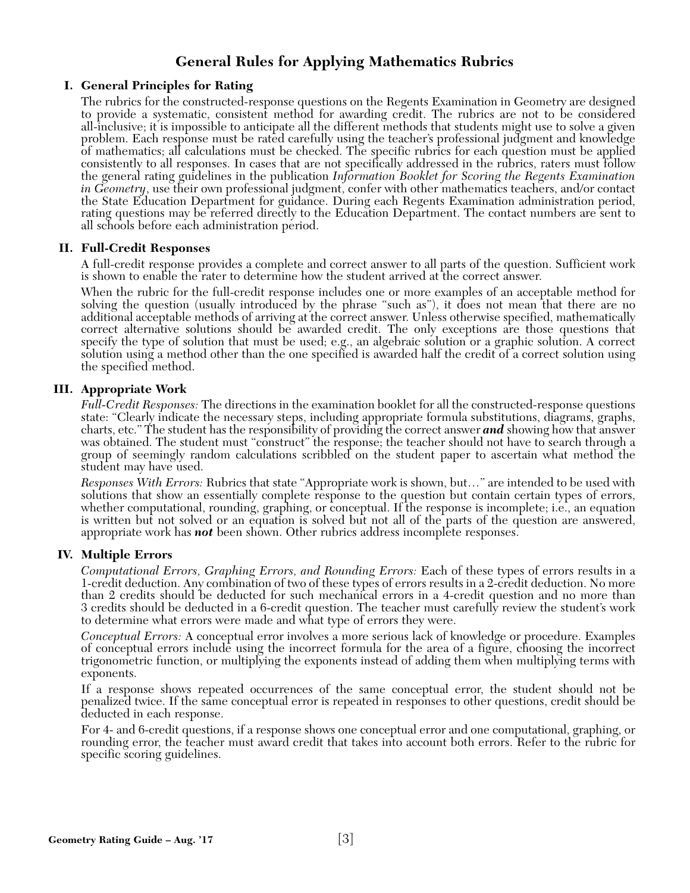# General Rules for Applying Mathematics Rubrics

## I. General Principles for Rating

The rubrics for the constructed-response questions on the Regents Examination in Geometry are designed to provide a systematic, consistent method for awarding credit. The rubrics are not to be considered all-inclusive; it is impossible to anticipate all the different methods that students might use to solve a given problem. Each response must be rated carefully using the teacher's professional judgment and knowledge of mathematics; all calculations must be checked. The specific rubrics for each question must be applied consistently to all responses. In cases that are not specifically addressed in the rubrics, raters must follow the general rating guidelines in the publication *Information Booklet for Scoring the Regents Examination in Geometry*, use their own professional judgment, confer with other mathematics teachers, and/or contact the State Education Department for guidance. During each Regents Examination administration period, rating questions may be referred directly to the Education Department. The contact numbers are sent to all schools before each administration period.

## II. Full-Credit Responses

A full-credit response provides a complete and correct answer to all parts of the question. Sufficient work is shown to enable the rater to determine how the student arrived at the correct answer.

When the rubric for the full-credit response includes one or more examples of an acceptable method for solving the question (usually introduced by the phrase "such as"), it does not mean that there are no additional acceptable methods of arriving at the correct answer. Unless otherwise specified, mathematically correct alternative solutions should be awarded credit. The only exceptions are those questions that specify the type of solution that must be used; e.g., an algebraic solution or a graphic solution. A correct solution using a method other than the one specified is awarded half the credit of a correct solution using the specified method.

## III. Appropriate Work

*Full-Credit Responses:* The directions in the examination booklet for all the constructed-response questions state: "Clearly indicate the necessary steps, including appropriate formula substitutions, diagrams, graphs, charts, etc." The student has the responsibility of providing the correct answer ***and*** showing how that answer was obtained. The student must "construct" the response; the teacher should not have to search through a group of seemingly random calculations scribbled on the student paper to ascertain what method the student may have used.

*Responses With Errors:* Rubrics that state "Appropriate work is shown, but…" are intended to be used with solutions that show an essentially complete response to the question but contain certain types of errors, whether computational, rounding, graphing, or conceptual. If the response is incomplete; i.e., an equation is written but not solved or an equation is solved but not all of the parts of the question are answered, appropriate work has ***not*** been shown. Other rubrics address incomplete responses.

## IV. Multiple Errors

*Computational Errors, Graphing Errors, and Rounding Errors:* Each of these types of errors results in a 1-credit deduction. Any combination of two of these types of errors results in a 2-credit deduction. No more than 2 credits should be deducted for such mechanical errors in a 4-credit question and no more than 3 credits should be deducted in a 6-credit question. The teacher must carefully review the student's work to determine what errors were made and what type of errors they were.

*Conceptual Errors:* A conceptual error involves a more serious lack of knowledge or procedure. Examples of conceptual errors include using the incorrect formula for the area of a figure, choosing the incorrect trigonometric function, or multiplying the exponents instead of adding them when multiplying terms with exponents.

If a response shows repeated occurrences of the same conceptual error, the student should not be penalized twice. If the same conceptual error is repeated in responses to other questions, credit should be deducted in each response.

For 4- and 6-credit questions, if a response shows one conceptual error and one computational, graphing, or rounding error, the teacher must award credit that takes into account both errors. Refer to the rubric for specific scoring guidelines.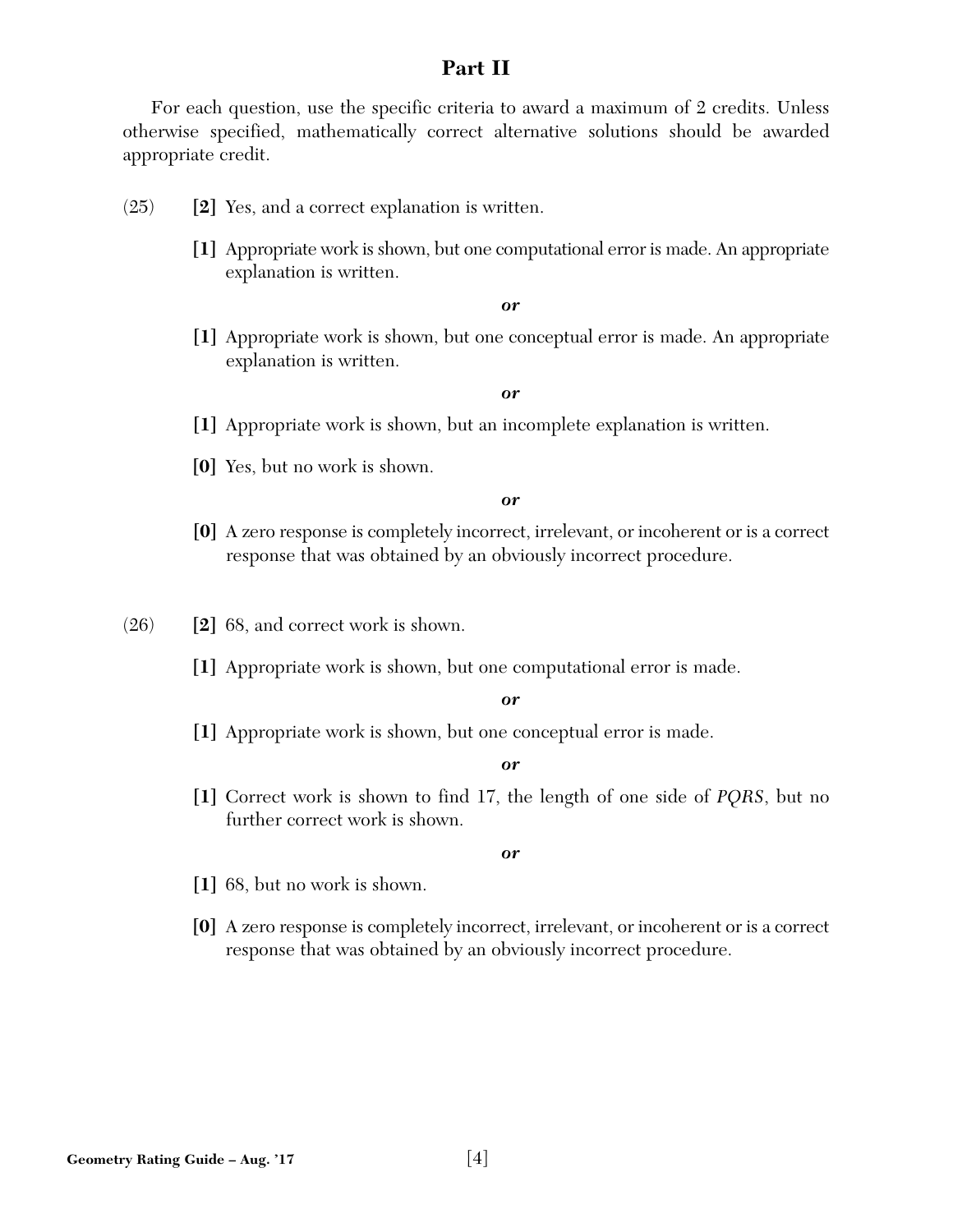## Part II

For each question, use the specific criteria to award a maximum of 2 credits. Unless otherwise specified, mathematically correct alternative solutions should be awarded appropriate credit.

(25) **[2]** Yes, and a correct explanation is written.

**[1]** Appropriate work is shown, but one computational error is made. An appropriate explanation is written.

***or***

**[1]** Appropriate work is shown, but one conceptual error is made. An appropriate explanation is written.

***or***

**[1]** Appropriate work is shown, but an incomplete explanation is written.

**[0]** Yes, but no work is shown.

***or***

**[0]** A zero response is completely incorrect, irrelevant, or incoherent or is a correct response that was obtained by an obviously incorrect procedure.

(26) **[2]** 68, and correct work is shown.

**[1]** Appropriate work is shown, but one computational error is made.

***or***

**[1]** Appropriate work is shown, but one conceptual error is made.

***or***

**[1]** Correct work is shown to find 17, the length of one side of *PQRS*, but no further correct work is shown.

***or***

**[1]** 68, but no work is shown.

**[0]** A zero response is completely incorrect, irrelevant, or incoherent or is a correct response that was obtained by an obviously incorrect procedure.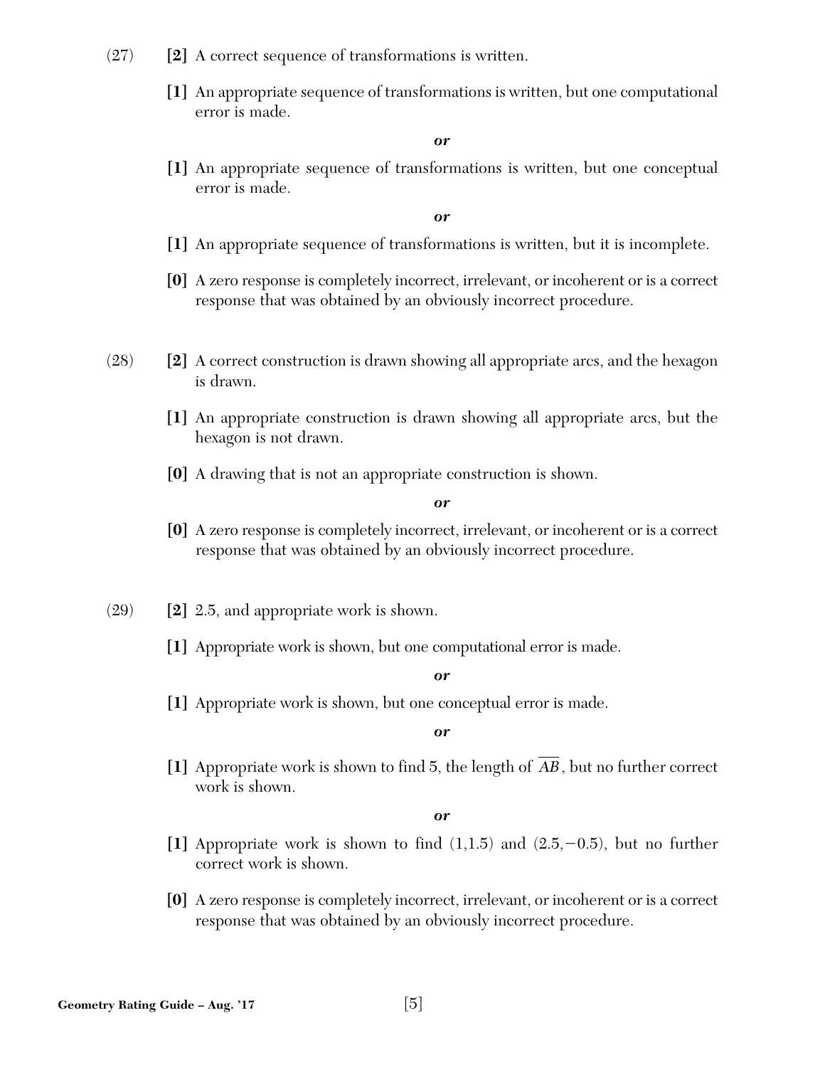(27) **[2]** A correct sequence of transformations is written.

**[1]** An appropriate sequence of transformations is written, but one computational error is made.

***or***

**[1]** An appropriate sequence of transformations is written, but one conceptual error is made.

***or***

**[1]** An appropriate sequence of transformations is written, but it is incomplete.

**[0]** A zero response is completely incorrect, irrelevant, or incoherent or is a correct response that was obtained by an obviously incorrect procedure.

(28) **[2]** A correct construction is drawn showing all appropriate arcs, and the hexagon is drawn.

**[1]** An appropriate construction is drawn showing all appropriate arcs, but the hexagon is not drawn.

**[0]** A drawing that is not an appropriate construction is shown.

***or***

**[0]** A zero response is completely incorrect, irrelevant, or incoherent or is a correct response that was obtained by an obviously incorrect procedure.

(29) **[2]** 2.5, and appropriate work is shown.

**[1]** Appropriate work is shown, but one computational error is made.

***or***

**[1]** Appropriate work is shown, but one conceptual error is made.

***or***

**[1]** Appropriate work is shown to find 5, the length of $\overline{AB}$, but no further correct work is shown.

***or***

**[1]** Appropriate work is shown to find $(1,1.5)$ and $(2.5,-0.5)$, but no further correct work is shown.

**[0]** A zero response is completely incorrect, irrelevant, or incoherent or is a correct response that was obtained by an obviously incorrect procedure.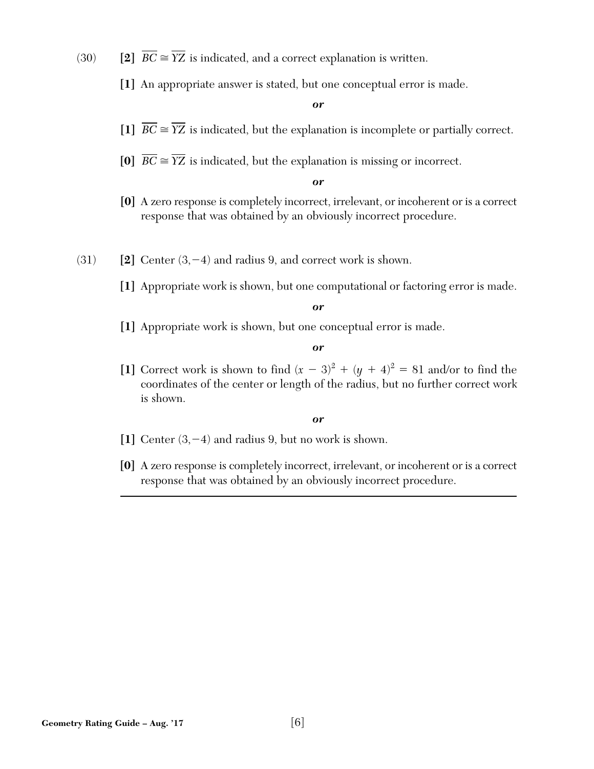(30) **[2]** $\overline{BC} \cong \overline{YZ}$ is indicated, and a correct explanation is written.

**[1]** An appropriate answer is stated, but one conceptual error is made.

***or***

**[1]** $\overline{BC} \cong \overline{YZ}$ is indicated, but the explanation is incomplete or partially correct.

**[0]** $\overline{BC} \cong \overline{YZ}$ is indicated, but the explanation is missing or incorrect.

***or***

**[0]** A zero response is completely incorrect, irrelevant, or incoherent or is a correct response that was obtained by an obviously incorrect procedure.

(31) **[2]** Center $(3,-4)$ and radius 9, and correct work is shown.

**[1]** Appropriate work is shown, but one computational or factoring error is made.

***or***

**[1]** Appropriate work is shown, but one conceptual error is made.

***or***

**[1]** Correct work is shown to find $(x - 3)^2 + (y + 4)^2 = 81$ and/or to find the coordinates of the center or length of the radius, but no further correct work is shown.

***or***

**[1]** Center $(3,-4)$ and radius 9, but no work is shown.

**[0]** A zero response is completely incorrect, irrelevant, or incoherent or is a correct response that was obtained by an obviously incorrect procedure.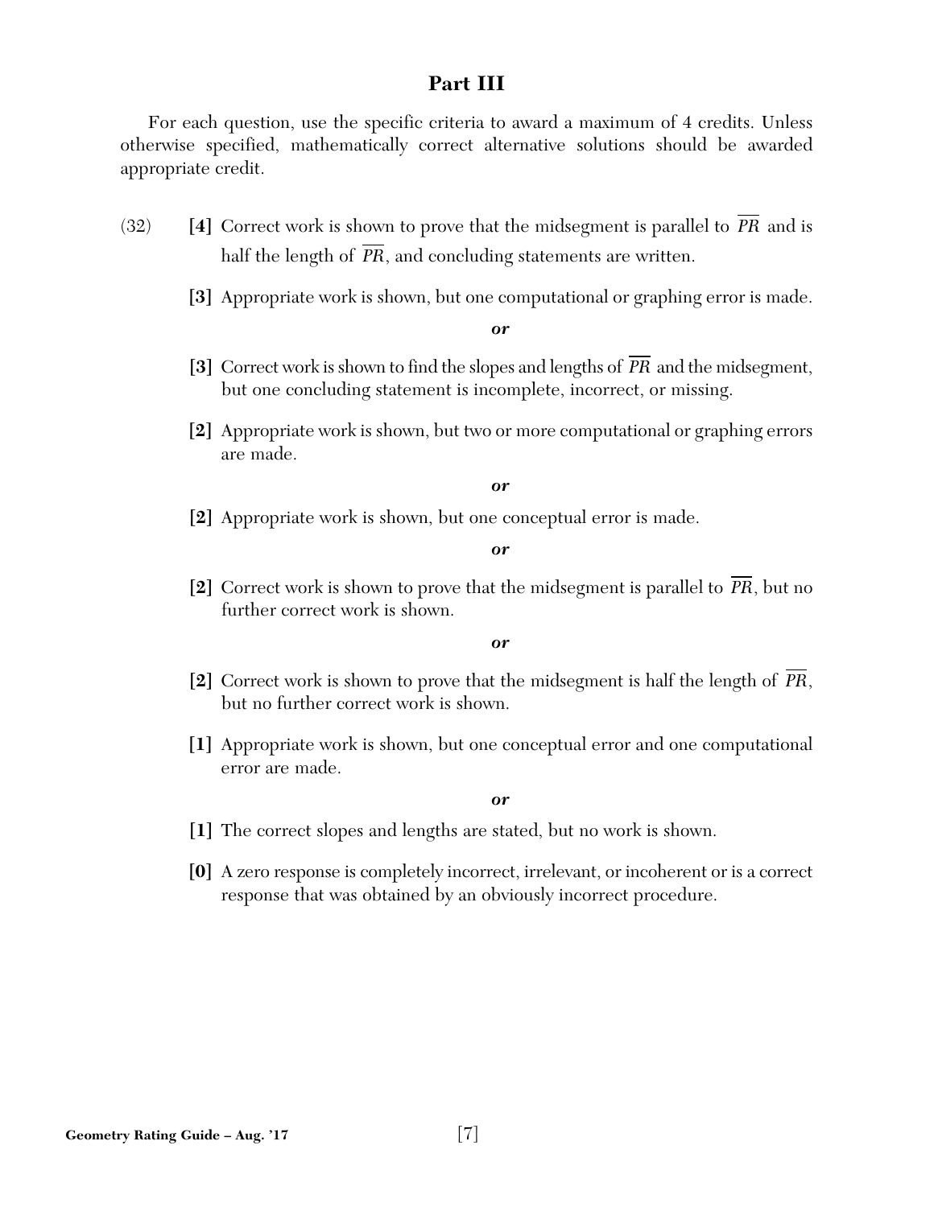## Part III

For each question, use the specific criteria to award a maximum of 4 credits. Unless otherwise specified, mathematically correct alternative solutions should be awarded appropriate credit.

(32) **[4]** Correct work is shown to prove that the midsegment is parallel to $\overline{PR}$ and is half the length of $\overline{PR}$, and concluding statements are written.

**[3]** Appropriate work is shown, but one computational or graphing error is made.

***or***

**[3]** Correct work is shown to find the slopes and lengths of $\overline{PR}$ and the midsegment, but one concluding statement is incomplete, incorrect, or missing.

**[2]** Appropriate work is shown, but two or more computational or graphing errors are made.

***or***

**[2]** Appropriate work is shown, but one conceptual error is made.

***or***

**[2]** Correct work is shown to prove that the midsegment is parallel to $\overline{PR}$, but no further correct work is shown.

***or***

**[2]** Correct work is shown to prove that the midsegment is half the length of $\overline{PR}$, but no further correct work is shown.

**[1]** Appropriate work is shown, but one conceptual error and one computational error are made.

***or***

**[1]** The correct slopes and lengths are stated, but no work is shown.

**[0]** A zero response is completely incorrect, irrelevant, or incoherent or is a correct response that was obtained by an obviously incorrect procedure.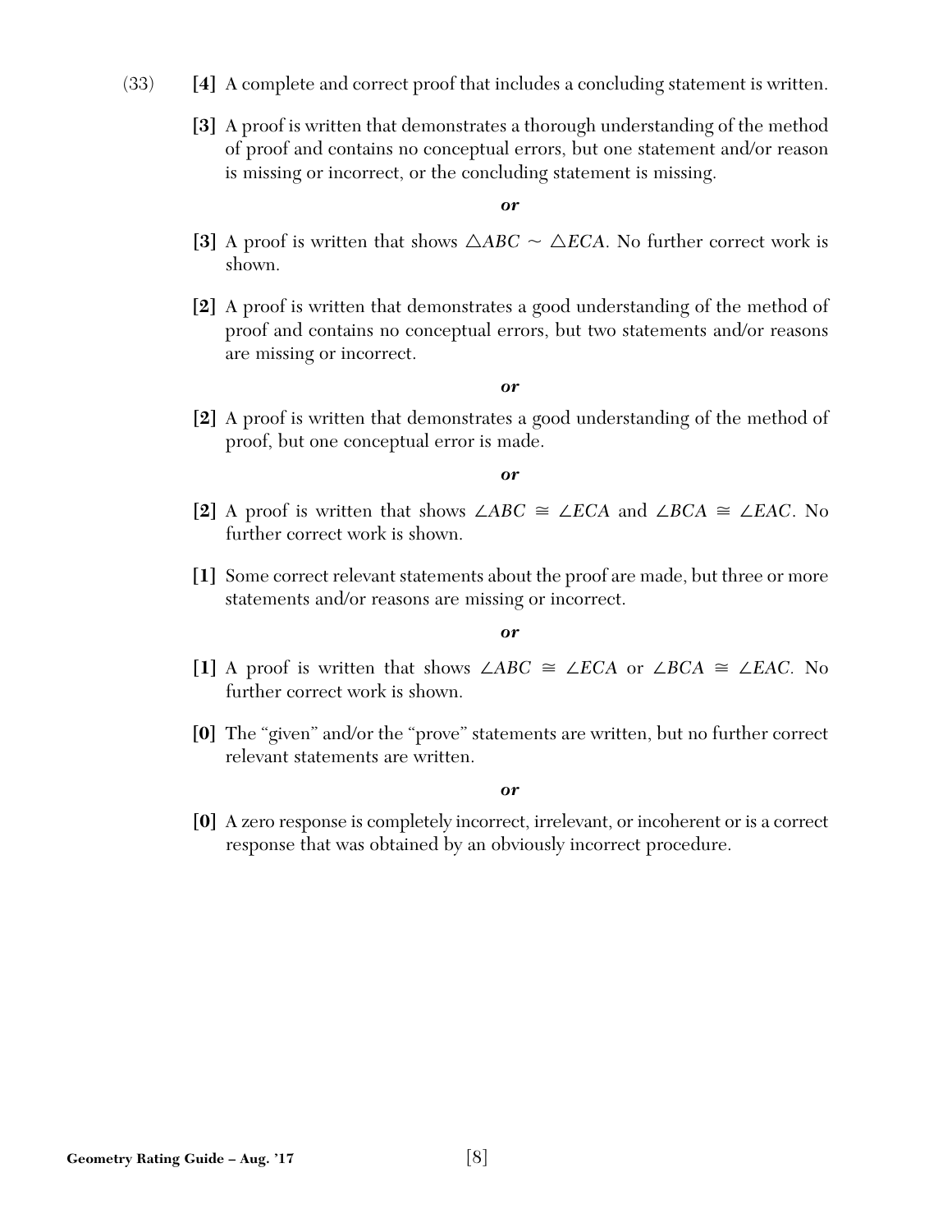(33) **[4]** A complete and correct proof that includes a concluding statement is written.

**[3]** A proof is written that demonstrates a thorough understanding of the method of proof and contains no conceptual errors, but one statement and/or reason is missing or incorrect, or the concluding statement is missing.

***or***

**[3]** A proof is written that shows $\triangle ABC \sim \triangle ECA$. No further correct work is shown.

**[2]** A proof is written that demonstrates a good understanding of the method of proof and contains no conceptual errors, but two statements and/or reasons are missing or incorrect.

***or***

**[2]** A proof is written that demonstrates a good understanding of the method of proof, but one conceptual error is made.

***or***

**[2]** A proof is written that shows $\angle ABC \cong \angle ECA$ and $\angle BCA \cong \angle EAC$. No further correct work is shown.

**[1]** Some correct relevant statements about the proof are made, but three or more statements and/or reasons are missing or incorrect.

***or***

**[1]** A proof is written that shows $\angle ABC \cong \angle ECA$ or $\angle BCA \cong \angle EAC$. No further correct work is shown.

**[0]** The "given" and/or the "prove" statements are written, but no further correct relevant statements are written.

***or***

**[0]** A zero response is completely incorrect, irrelevant, or incoherent or is a correct response that was obtained by an obviously incorrect procedure.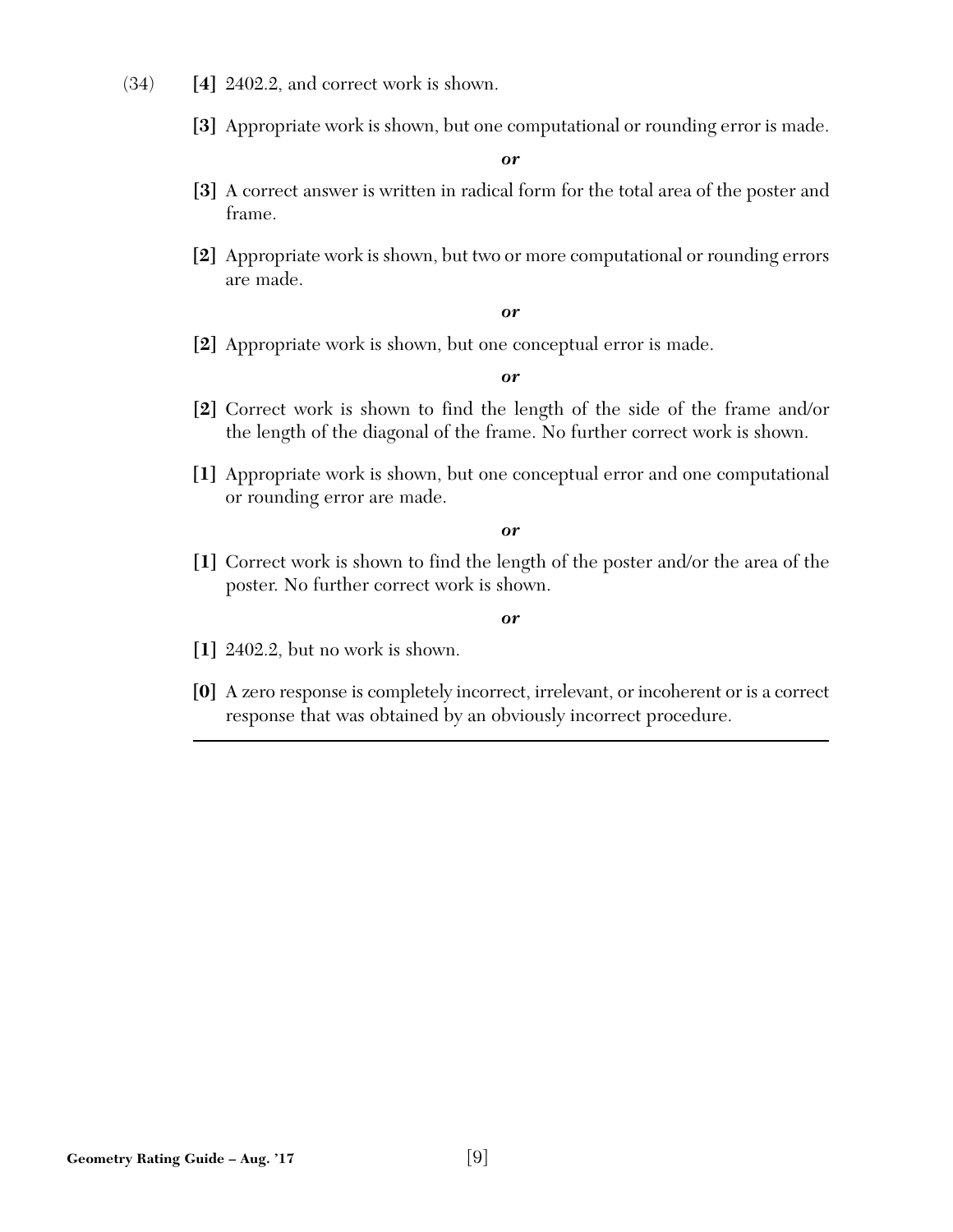(34) **[4]** 2402.2, and correct work is shown.

**[3]** Appropriate work is shown, but one computational or rounding error is made.

***or***

**[3]** A correct answer is written in radical form for the total area of the poster and frame.

**[2]** Appropriate work is shown, but two or more computational or rounding errors are made.

***or***

**[2]** Appropriate work is shown, but one conceptual error is made.

***or***

**[2]** Correct work is shown to find the length of the side of the frame and/or the length of the diagonal of the frame. No further correct work is shown.

**[1]** Appropriate work is shown, but one conceptual error and one computational or rounding error are made.

***or***

**[1]** Correct work is shown to find the length of the poster and/or the area of the poster. No further correct work is shown.

***or***

**[1]** 2402.2, but no work is shown.

**[0]** A zero response is completely incorrect, irrelevant, or incoherent or is a correct response that was obtained by an obviously incorrect procedure.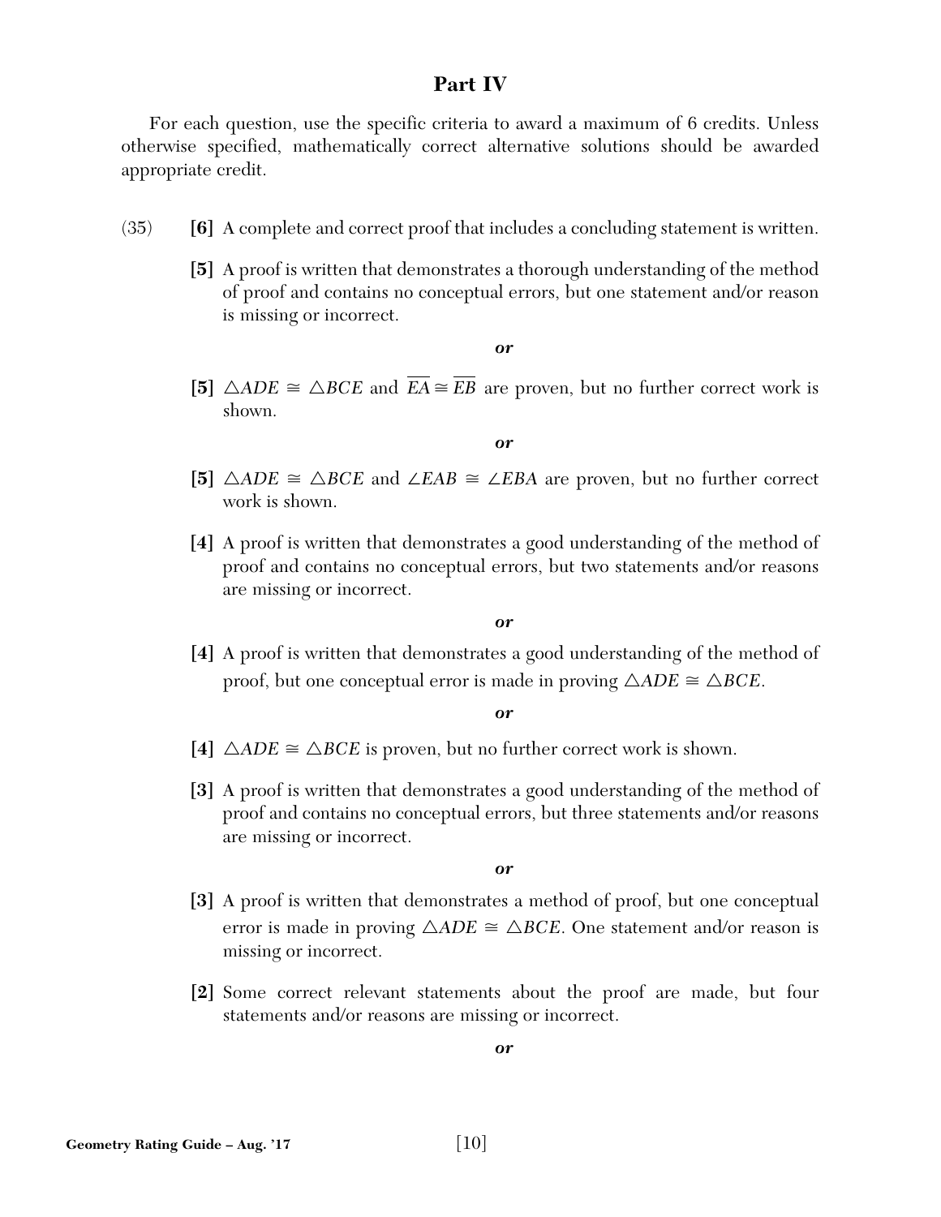## Part IV

For each question, use the specific criteria to award a maximum of 6 credits. Unless otherwise specified, mathematically correct alternative solutions should be awarded appropriate credit.

(35) **[6]** A complete and correct proof that includes a concluding statement is written.

**[5]** A proof is written that demonstrates a thorough understanding of the method of proof and contains no conceptual errors, but one statement and/or reason is missing or incorrect.

***or***

**[5]** $\triangle ADE \cong \triangle BCE$ and $\overline{EA} \cong \overline{EB}$ are proven, but no further correct work is shown.

***or***

**[5]** $\triangle ADE \cong \triangle BCE$ and $\angle EAB \cong \angle EBA$ are proven, but no further correct work is shown.

**[4]** A proof is written that demonstrates a good understanding of the method of proof and contains no conceptual errors, but two statements and/or reasons are missing or incorrect.

***or***

**[4]** A proof is written that demonstrates a good understanding of the method of proof, but one conceptual error is made in proving $\triangle ADE \cong \triangle BCE$.

***or***

**[4]** $\triangle ADE \cong \triangle BCE$ is proven, but no further correct work is shown.

**[3]** A proof is written that demonstrates a good understanding of the method of proof and contains no conceptual errors, but three statements and/or reasons are missing or incorrect.

***or***

**[3]** A proof is written that demonstrates a method of proof, but one conceptual error is made in proving $\triangle ADE \cong \triangle BCE$. One statement and/or reason is missing or incorrect.

**[2]** Some correct relevant statements about the proof are made, but four statements and/or reasons are missing or incorrect.

***or***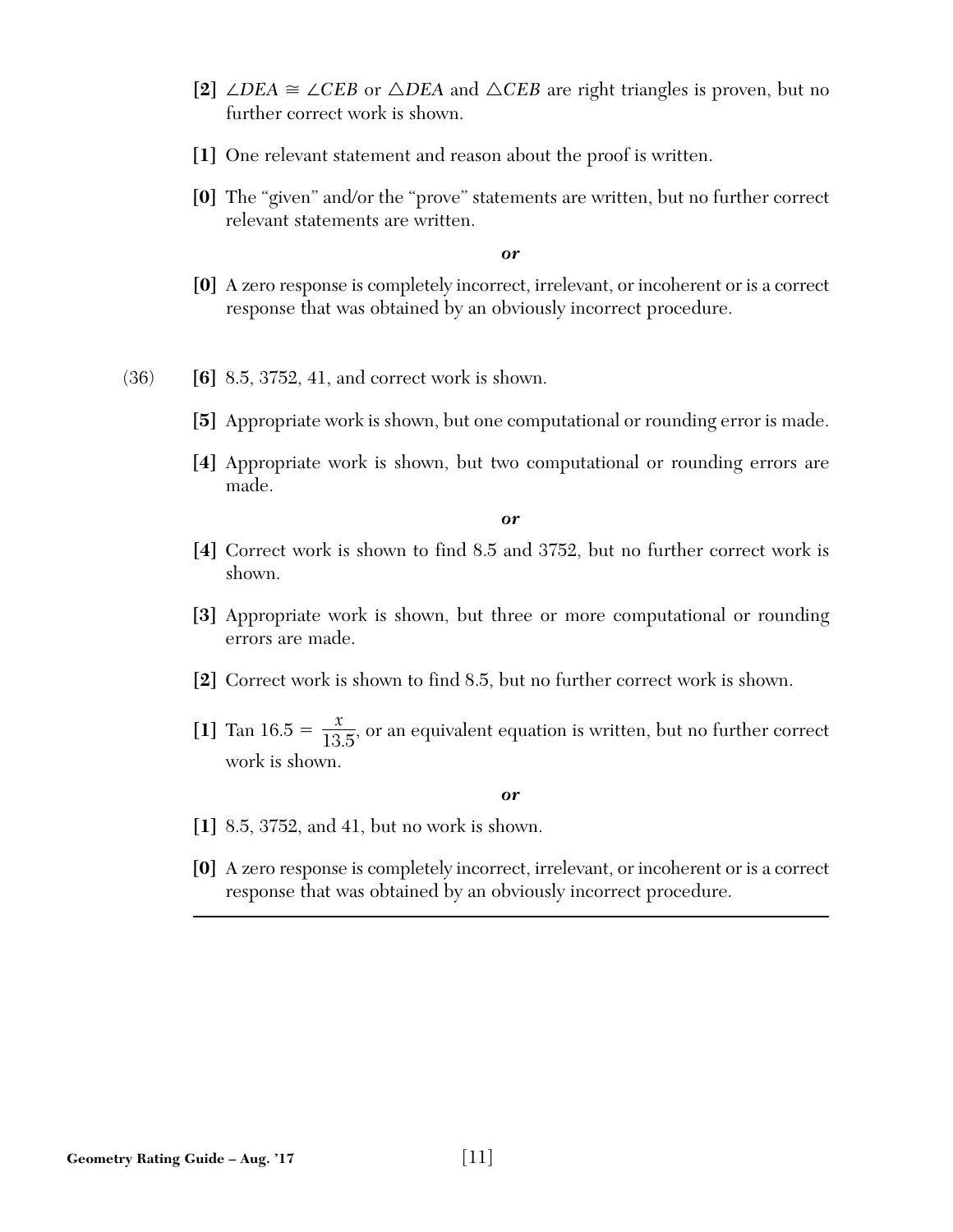[2] $\angle DEA \cong \angle CEB$ or $\triangle DEA$ and $\triangle CEB$ are right triangles is proven, but no further correct work is shown.

[1] One relevant statement and reason about the proof is written.

[0] The "given" and/or the "prove" statements are written, but no further correct relevant statements are written.

*or*

[0] A zero response is completely incorrect, irrelevant, or incoherent or is a correct response that was obtained by an obviously incorrect procedure.

(36) **[6]** 8.5, 3752, 41, and correct work is shown.

**[5]** Appropriate work is shown, but one computational or rounding error is made.

**[4]** Appropriate work is shown, but two computational or rounding errors are made.

*or*

**[4]** Correct work is shown to find 8.5 and 3752, but no further correct work is shown.

**[3]** Appropriate work is shown, but three or more computational or rounding errors are made.

**[2]** Correct work is shown to find 8.5, but no further correct work is shown.

**[1]** Tan $16.5 = \frac{x}{13.5}$, or an equivalent equation is written, but no further correct work is shown.

*or*

**[1]** 8.5, 3752, and 41, but no work is shown.

**[0]** A zero response is completely incorrect, irrelevant, or incoherent or is a correct response that was obtained by an obviously incorrect procedure.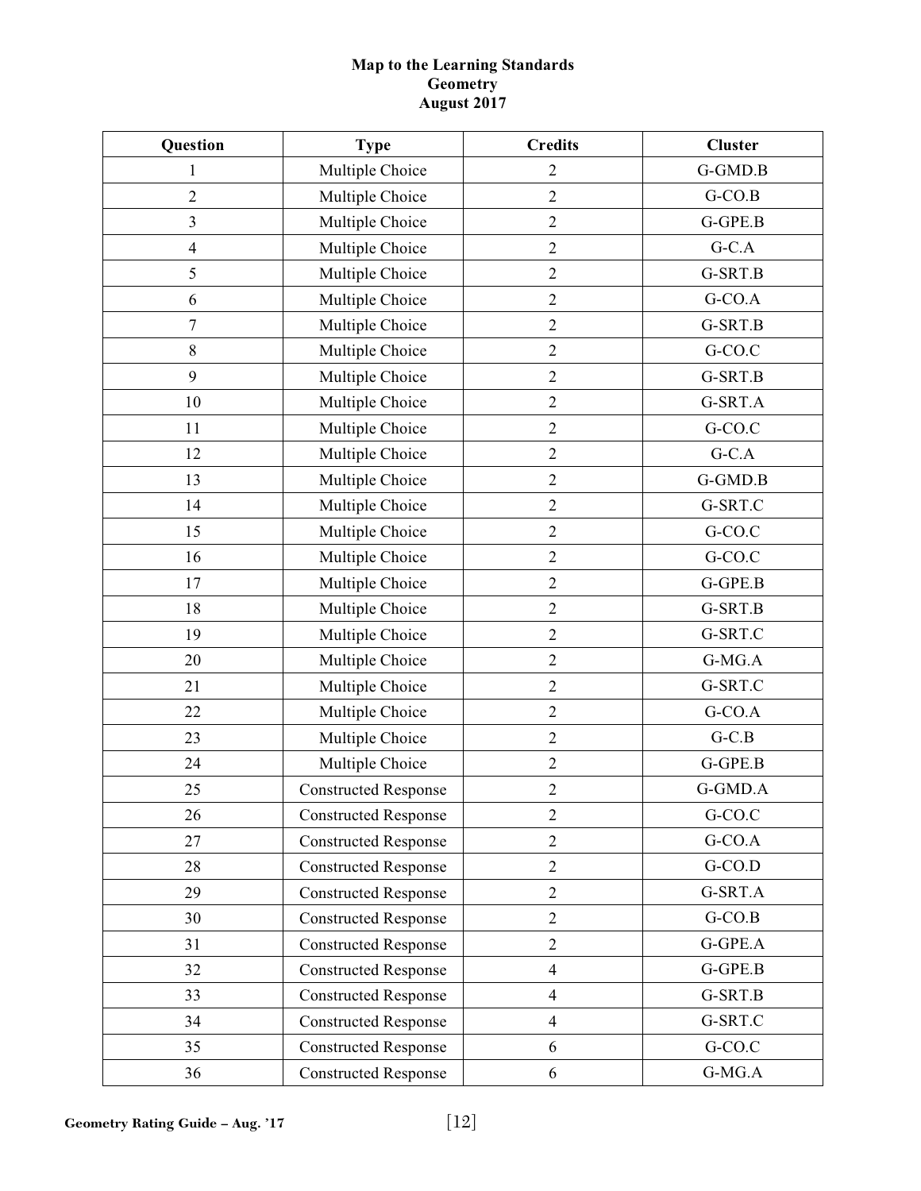**Map to the Learning Standards**
**Geometry**
**August 2017**

| Question | Type | Credits | Cluster |
|---|---|---|---|
| 1 | Multiple Choice | 2 | G-GMD.B |
| 2 | Multiple Choice | 2 | G-CO.B |
| 3 | Multiple Choice | 2 | G-GPE.B |
| 4 | Multiple Choice | 2 | G-C.A |
| 5 | Multiple Choice | 2 | G-SRT.B |
| 6 | Multiple Choice | 2 | G-CO.A |
| 7 | Multiple Choice | 2 | G-SRT.B |
| 8 | Multiple Choice | 2 | G-CO.C |
| 9 | Multiple Choice | 2 | G-SRT.B |
| 10 | Multiple Choice | 2 | G-SRT.A |
| 11 | Multiple Choice | 2 | G-CO.C |
| 12 | Multiple Choice | 2 | G-C.A |
| 13 | Multiple Choice | 2 | G-GMD.B |
| 14 | Multiple Choice | 2 | G-SRT.C |
| 15 | Multiple Choice | 2 | G-CO.C |
| 16 | Multiple Choice | 2 | G-CO.C |
| 17 | Multiple Choice | 2 | G-GPE.B |
| 18 | Multiple Choice | 2 | G-SRT.B |
| 19 | Multiple Choice | 2 | G-SRT.C |
| 20 | Multiple Choice | 2 | G-MG.A |
| 21 | Multiple Choice | 2 | G-SRT.C |
| 22 | Multiple Choice | 2 | G-CO.A |
| 23 | Multiple Choice | 2 | G-C.B |
| 24 | Multiple Choice | 2 | G-GPE.B |
| 25 | Constructed Response | 2 | G-GMD.A |
| 26 | Constructed Response | 2 | G-CO.C |
| 27 | Constructed Response | 2 | G-CO.A |
| 28 | Constructed Response | 2 | G-CO.D |
| 29 | Constructed Response | 2 | G-SRT.A |
| 30 | Constructed Response | 2 | G-CO.B |
| 31 | Constructed Response | 2 | G-GPE.A |
| 32 | Constructed Response | 4 | G-GPE.B |
| 33 | Constructed Response | 4 | G-SRT.B |
| 34 | Constructed Response | 4 | G-SRT.C |
| 35 | Constructed Response | 6 | G-CO.C |
| 36 | Constructed Response | 6 | G-MG.A |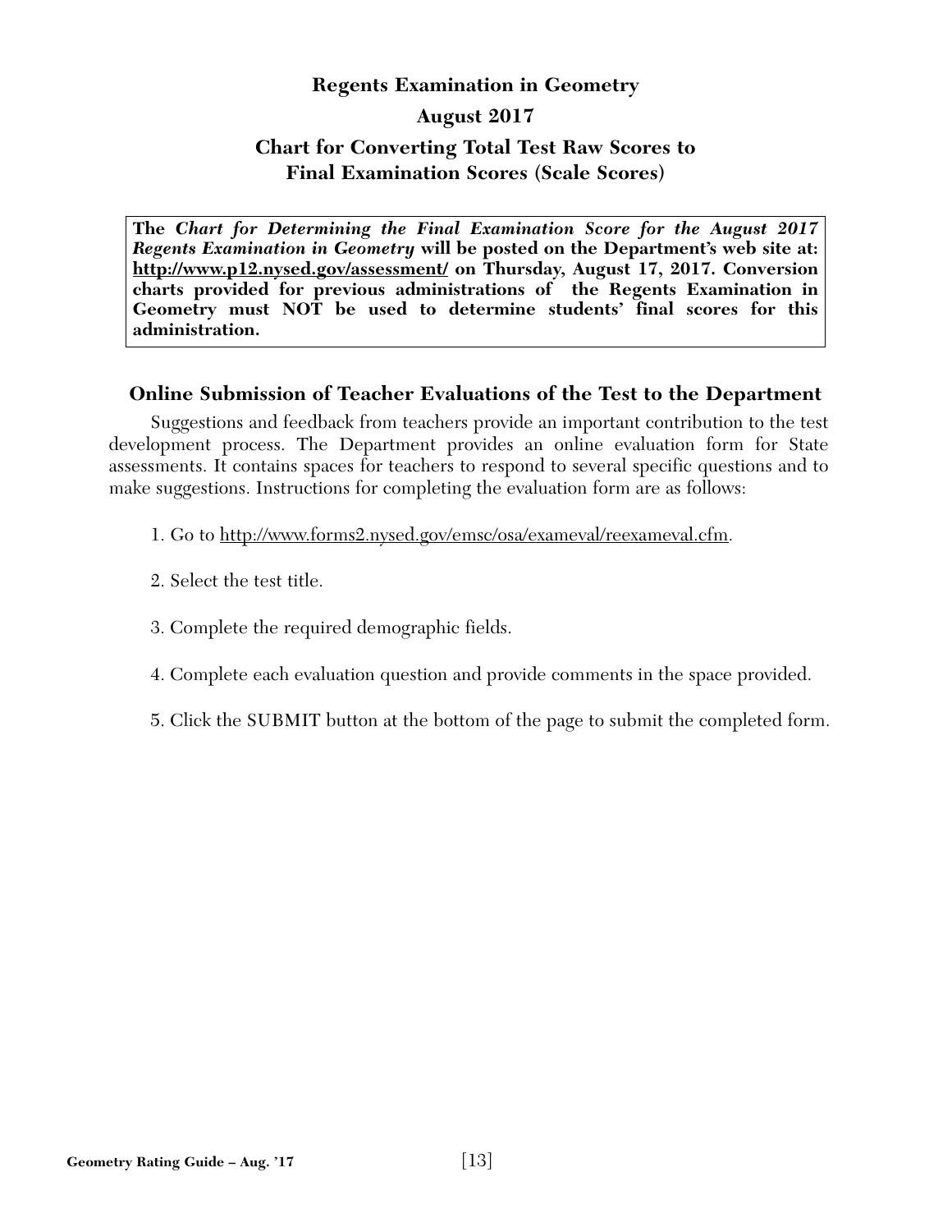# Regents Examination in Geometry

## August 2017

## Chart for Converting Total Test Raw Scores to Final Examination Scores (Scale Scores)

**The *Chart for Determining the Final Examination Score for the August 2017 Regents Examination in Geometry* will be posted on the Department's web site at: http://www.p12.nysed.gov/assessment/ on Thursday, August 17, 2017. Conversion charts provided for previous administrations of the Regents Examination in Geometry must NOT be used to determine students' final scores for this administration.**

### Online Submission of Teacher Evaluations of the Test to the Department

Suggestions and feedback from teachers provide an important contribution to the test development process. The Department provides an online evaluation form for State assessments. It contains spaces for teachers to respond to several specific questions and to make suggestions. Instructions for completing the evaluation form are as follows:

1. Go to http://www.forms2.nysed.gov/emsc/osa/exameval/reexameval.cfm.

2. Select the test title.

3. Complete the required demographic fields.

4. Complete each evaluation question and provide comments in the space provided.

5. Click the SUBMIT button at the bottom of the page to submit the completed form.